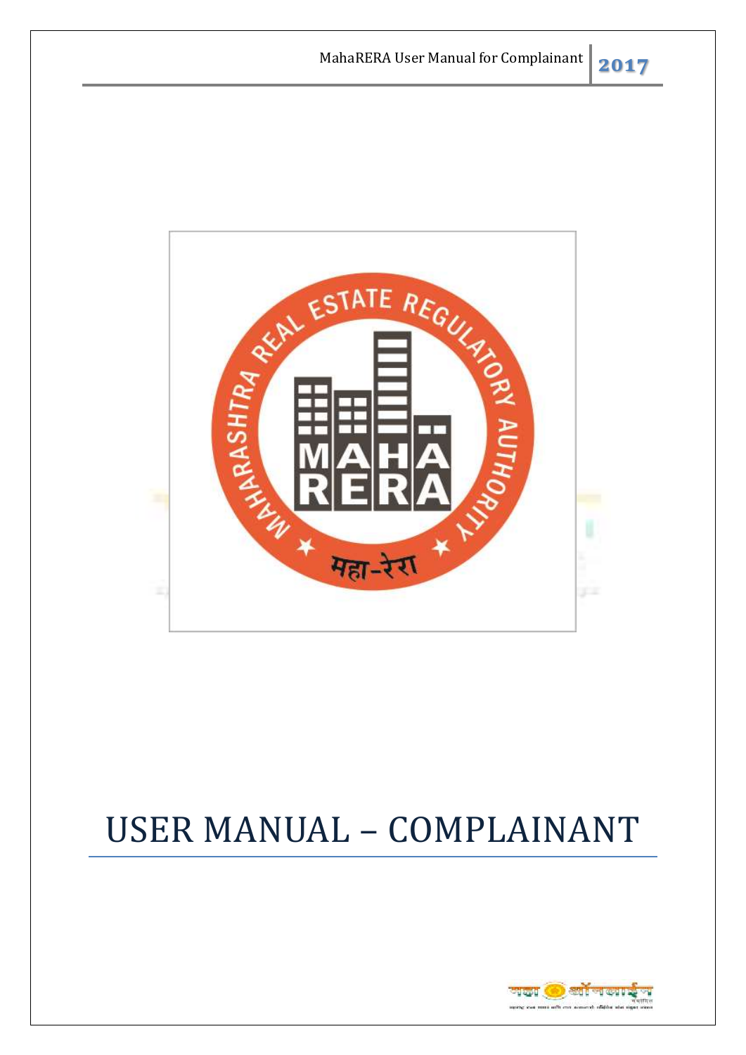# USER MANUAL – COMPLAINANT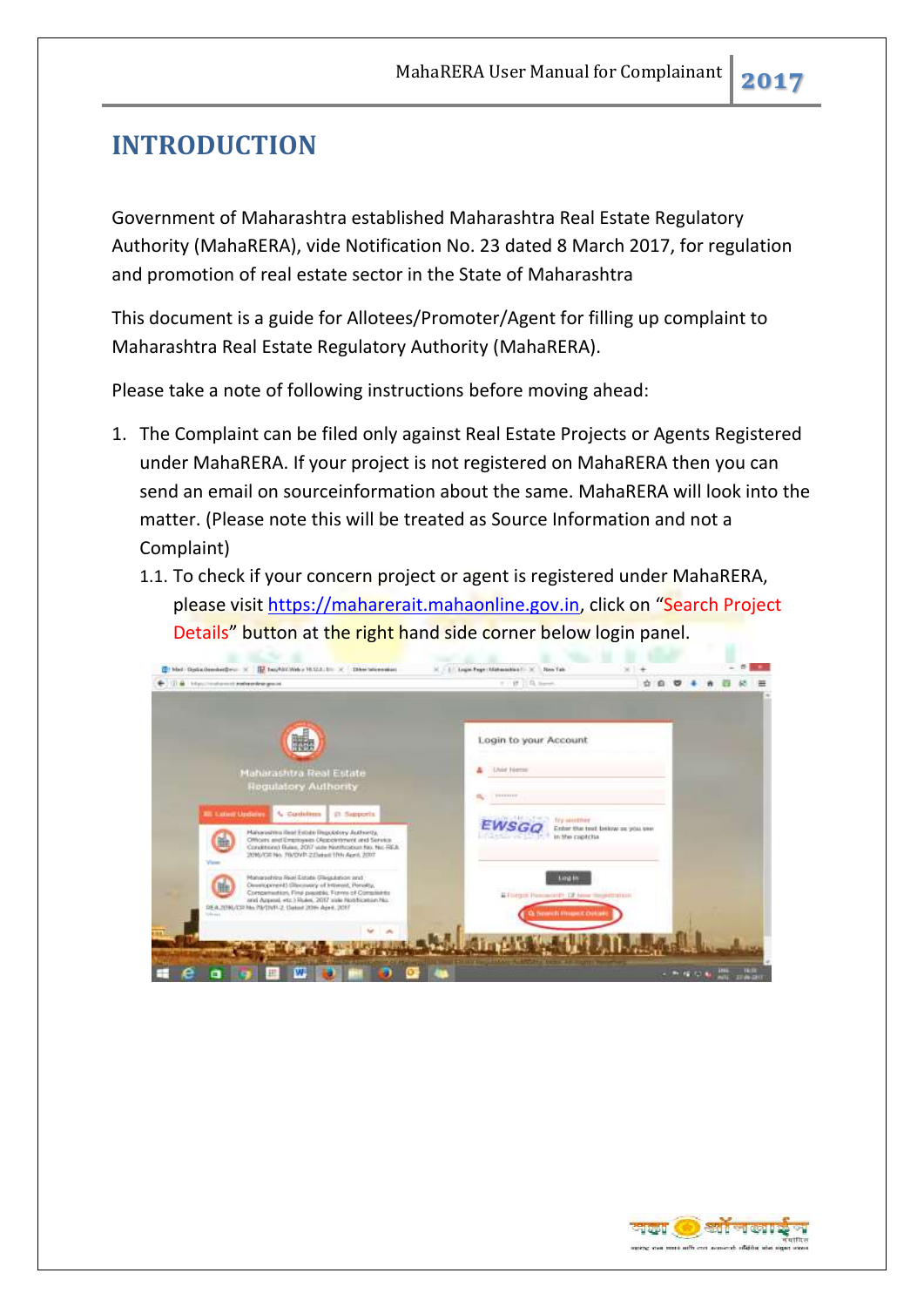# INTRODUCTION

Government of Maharashtra established Maharashtra Real Estate Regulatory Authority (MahaRERA), vide Notification No. 23 dated 8 March 2017, for regulation and promotion of real estate sector in the State of Maharashtra

This document is a guide for Allotees/Promoter/Agent for filling up complaint to Maharashtra Real Estate Regulatory Authority (MahaRERA).

Please take a note of following instructions before moving ahead:

1. The Complaint can be filed only against Real Estate Projects or Agents Registered under MahaRERA. If your project is not registered on MahaRERA then you can send an email on sourceinformation about the same. MahaRERA will look into the matter. (Please note this will be treated as Source Information and not a Complaint)

   1.1. To check if your concern project or agent is registered under MahaRERA, please visit https://maharerait.mahaonline.gov.in, click on "Search Project Details" button at the right hand side corner below login panel.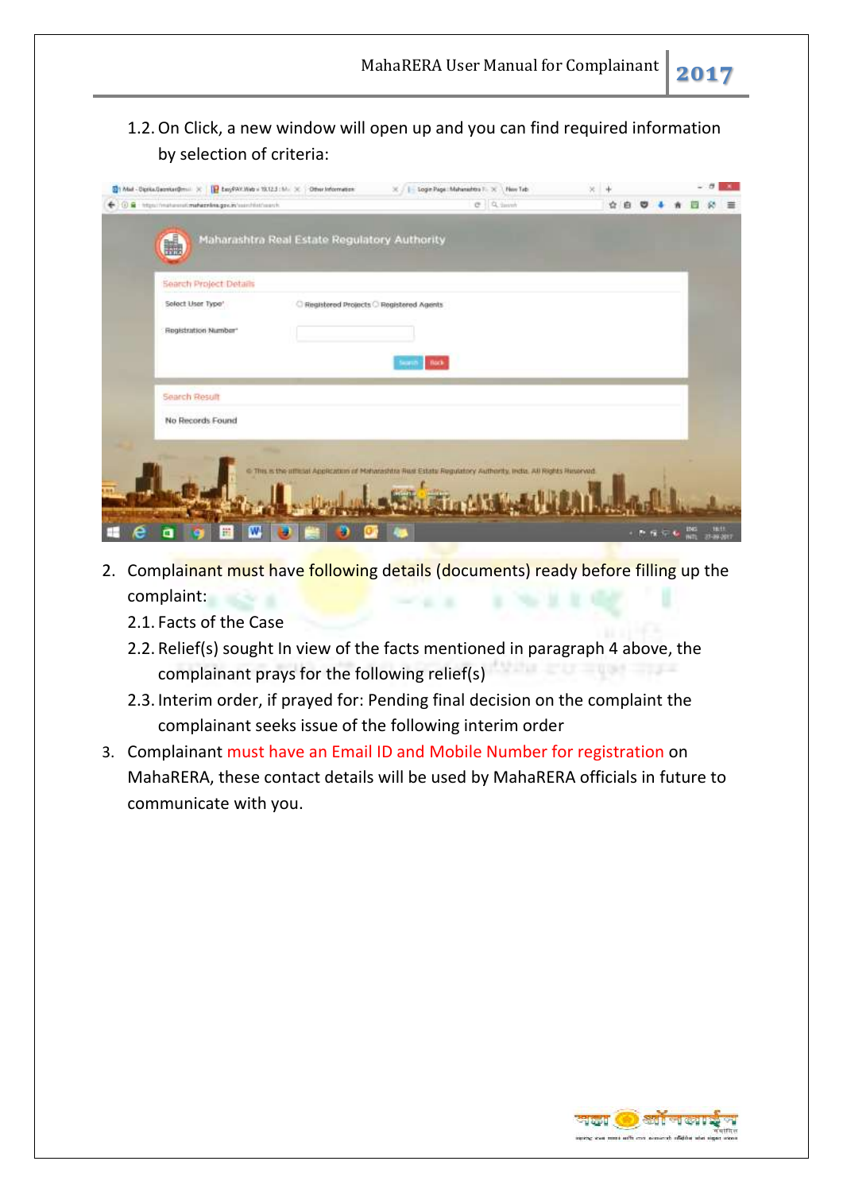1.2. On Click, a new window will open up and you can find required information by selection of criteria:

2. Complainant must have following details (documents) ready before filling up the complaint:
   2.1. Facts of the Case
   2.2. Relief(s) sought In view of the facts mentioned in paragraph 4 above, the complainant prays for the following relief(s)
   2.3. Interim order, if prayed for: Pending final decision on the complaint the complainant seeks issue of the following interim order
3. Complainant must have an Email ID and Mobile Number for registration on MahaRERA, these contact details will be used by MahaRERA officials in future to communicate with you.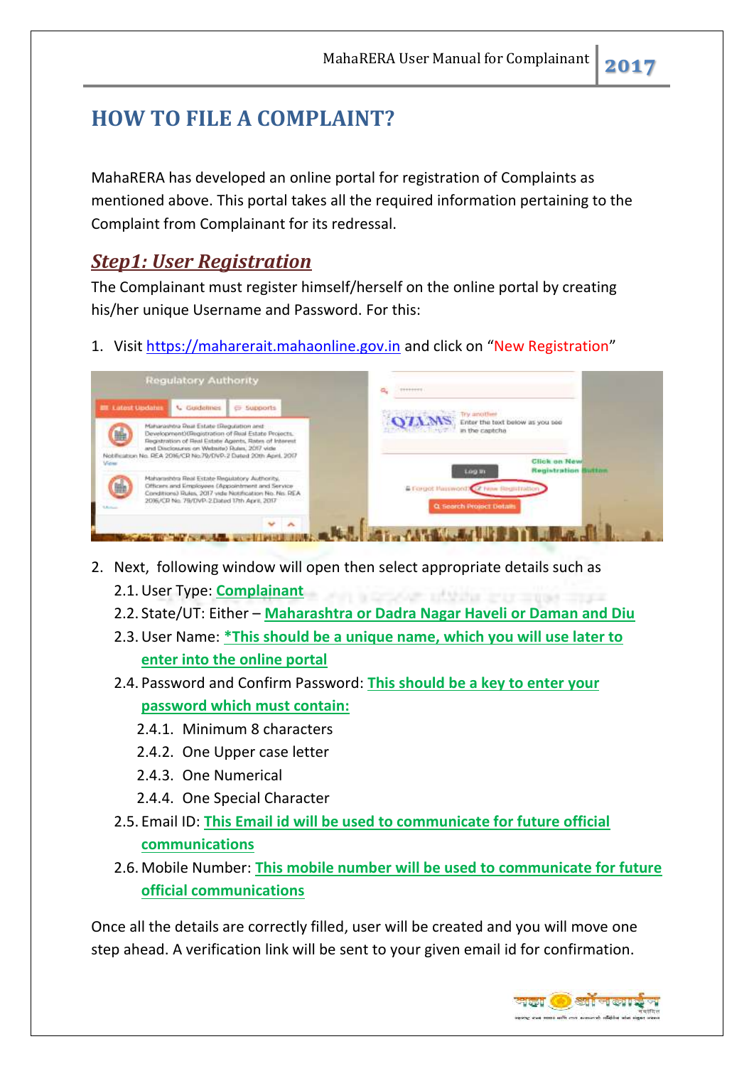# HOW TO FILE A COMPLAINT?

MahaRERA has developed an online portal for registration of Complaints as mentioned above. This portal takes all the required information pertaining to the Complaint from Complainant for its redressal.

## *Step1: User Registration*

The Complainant must register himself/herself on the online portal by creating his/her unique Username and Password. For this:

1. Visit https://maharerait.mahaonline.gov.in and click on "New Registration"

2. Next, following window will open then select appropriate details such as
   - 2.1. User Type: **Complainant**
   - 2.2. State/UT: Either – **Maharashtra or Dadra Nagar Haveli or Daman and Diu**
   - 2.3. User Name: **\*This should be a unique name, which you will use later to enter into the online portal**
   - 2.4. Password and Confirm Password: **This should be a key to enter your password which must contain:**
     - 2.4.1. Minimum 8 characters
     - 2.4.2. One Upper case letter
     - 2.4.3. One Numerical
     - 2.4.4. One Special Character
   - 2.5. Email ID: **This Email id will be used to communicate for future official communications**
   - 2.6. Mobile Number: **This mobile number will be used to communicate for future official communications**

Once all the details are correctly filled, user will be created and you will move one step ahead. A verification link will be sent to your given email id for confirmation.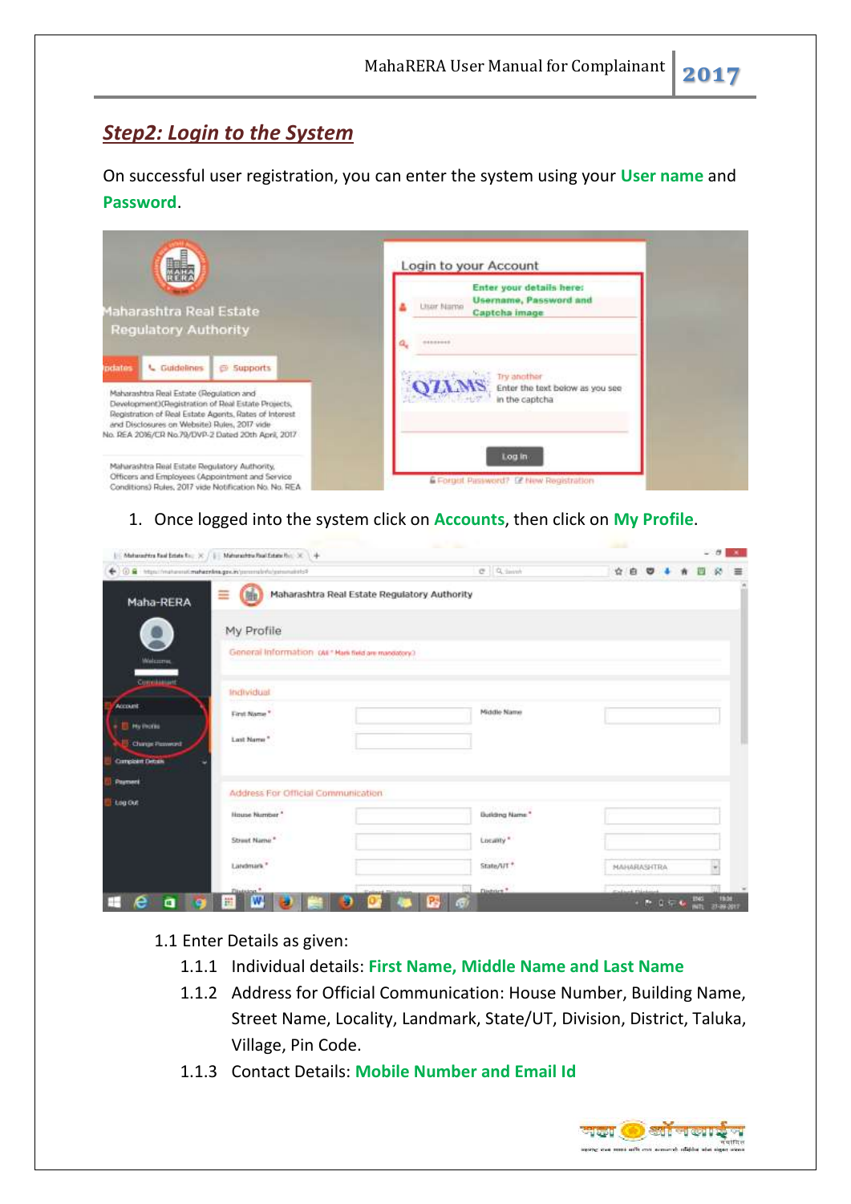## *Step2: Login to the System*

On successful user registration, you can enter the system using your **User name** and **Password**.

1. Once logged into the system click on **Accounts**, then click on **My Profile**.

1.1 Enter Details as given:

1.1.1 Individual details: **First Name, Middle Name and Last Name**

1.1.2 Address for Official Communication: House Number, Building Name, Street Name, Locality, Landmark, State/UT, Division, District, Taluka, Village, Pin Code.

1.1.3 Contact Details: **Mobile Number and Email Id**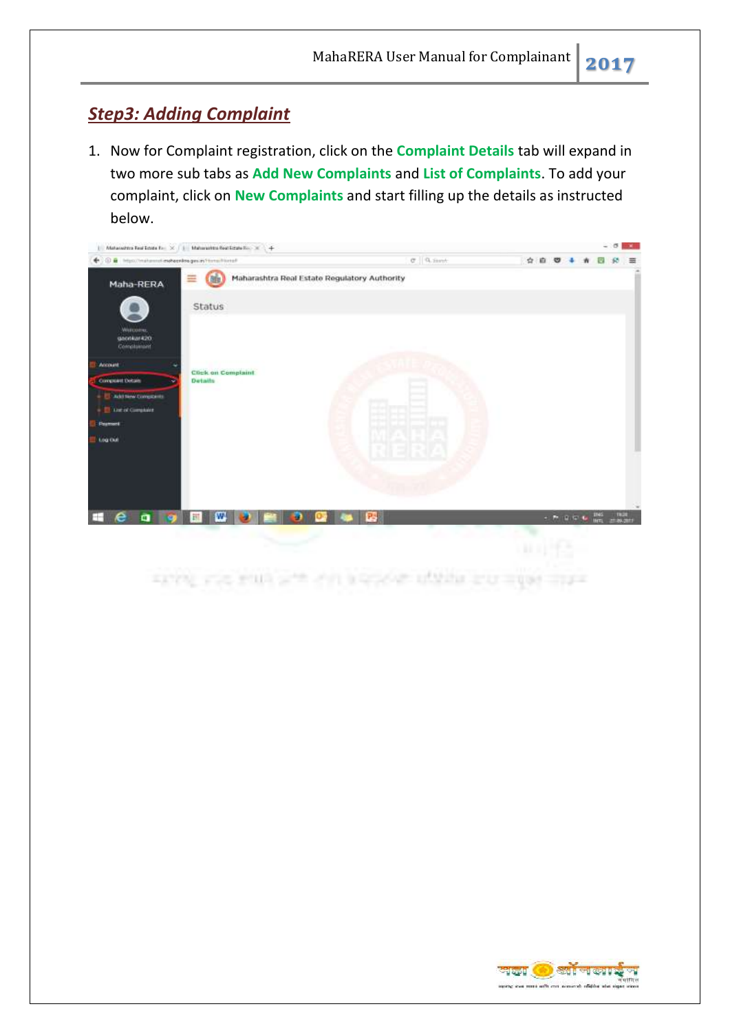## *Step3: Adding Complaint*

1. Now for Complaint registration, click on the **Complaint Details** tab will expand in two more sub tabs as **Add New Complaints** and **List of Complaints**. To add your complaint, click on **New Complaints** and start filling up the details as instructed below.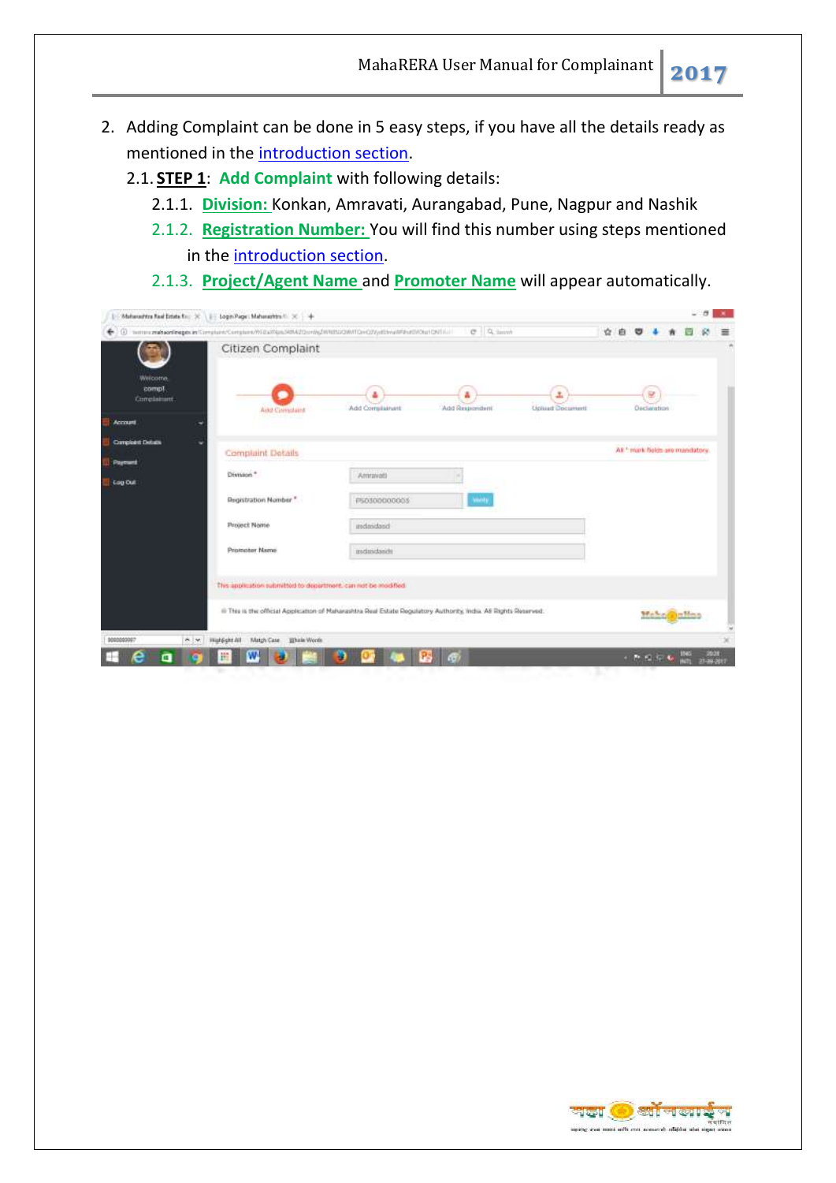2. Adding Complaint can be done in 5 easy steps, if you have all the details ready as mentioned in the introduction section.

   2.1. **STEP 1**: **Add Complaint** with following details:

      2.1.1. **Division:** Konkan, Amravati, Aurangabad, Pune, Nagpur and Nashik

      2.1.2. **Registration Number:** You will find this number using steps mentioned in the introduction section.

      2.1.3. **Project/Agent Name** and **Promoter Name** will appear automatically.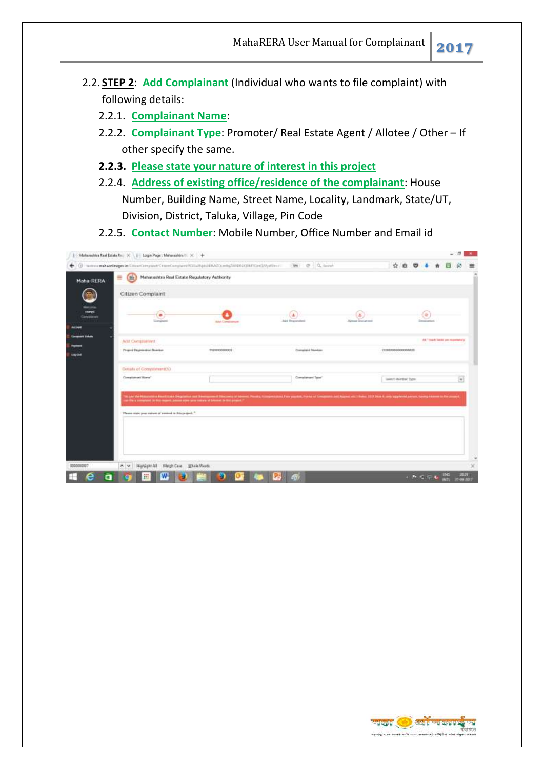2.2. **STEP 2**: **Add Complainant** (Individual who wants to file complaint) with following details:

2.2.1. **Complainant Name**:

2.2.2. **Complainant Type**: Promoter/ Real Estate Agent / Allotee / Other – If other specify the same.

**2.2.3. Please state your nature of interest in this project**

2.2.4. **Address of existing office/residence of the complainant**: House Number, Building Name, Street Name, Locality, Landmark, State/UT, Division, District, Taluka, Village, Pin Code

2.2.5. **Contact Number**: Mobile Number, Office Number and Email id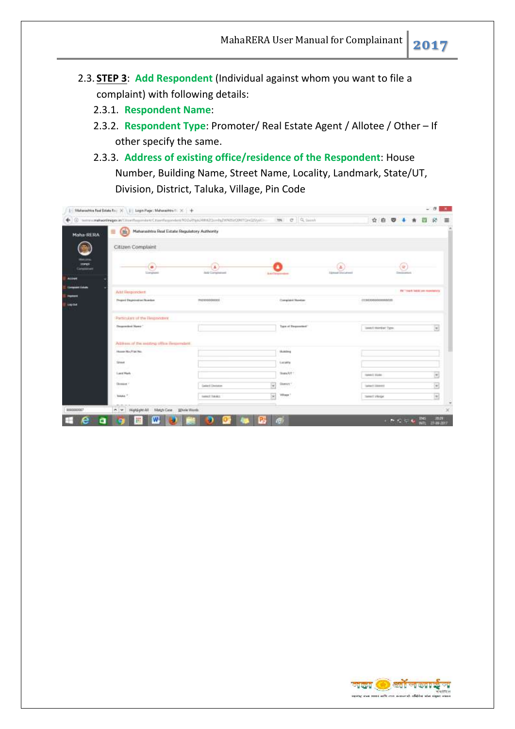2.3. **STEP 3**: **Add Respondent** (Individual against whom you want to file a complaint) with following details:

2.3.1. **Respondent Name**:

2.3.2. **Respondent Type**: Promoter/ Real Estate Agent / Allotee / Other – If other specify the same.

2.3.3. **Address of existing office/residence of the Respondent**: House Number, Building Name, Street Name, Locality, Landmark, State/UT, Division, District, Taluka, Village, Pin Code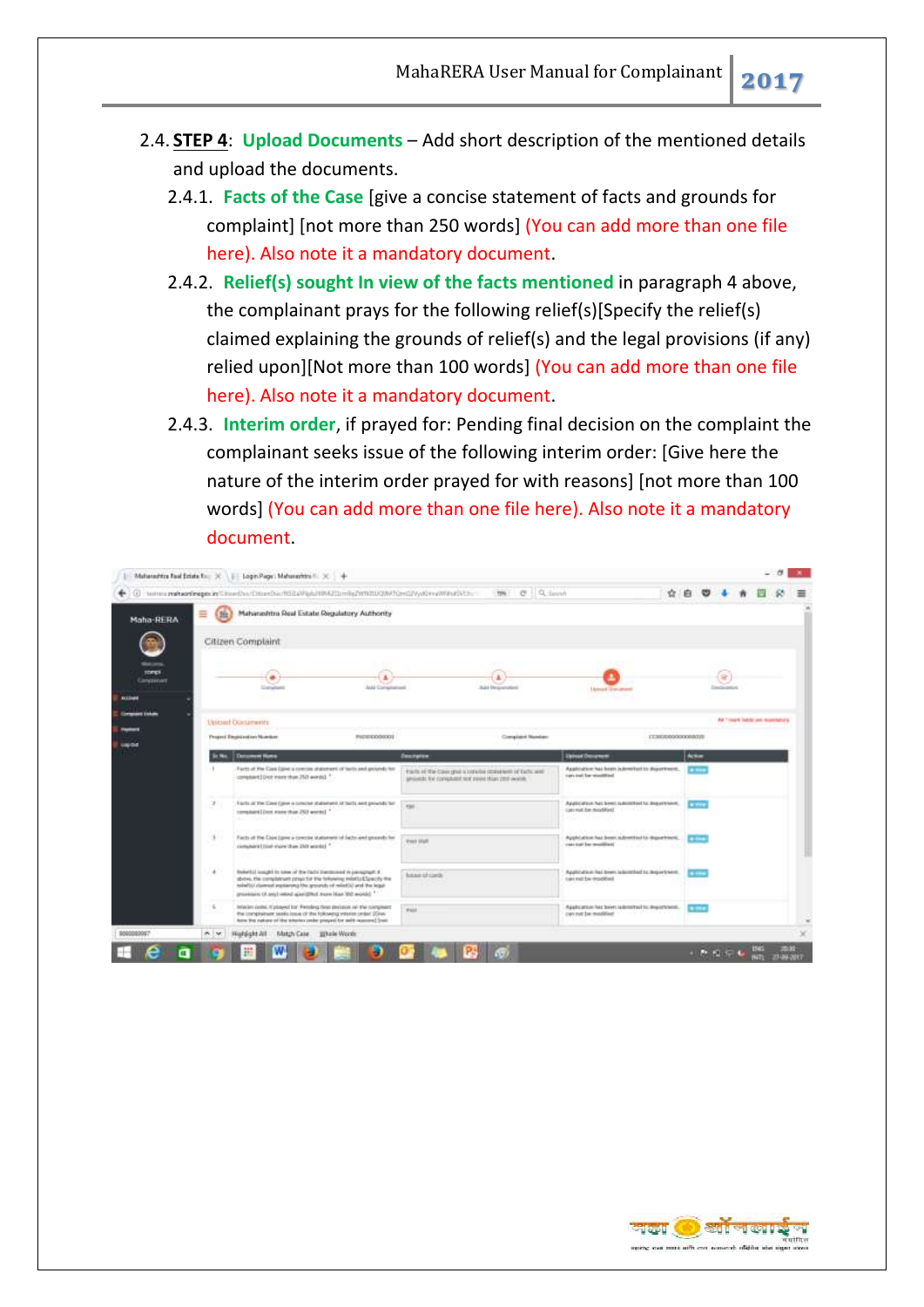2.4. **STEP 4**: **Upload Documents** – Add short description of the mentioned details and upload the documents.

2.4.1. **Facts of the Case** [give a concise statement of facts and grounds for complaint] [not more than 250 words] (You can add more than one file here). Also note it a mandatory document.

2.4.2. **Relief(s) sought In view of the facts mentioned** in paragraph 4 above, the complainant prays for the following relief(s)[Specify the relief(s) claimed explaining the grounds of relief(s) and the legal provisions (if any) relied upon][Not more than 100 words] (You can add more than one file here). Also note it a mandatory document.

2.4.3. **Interim order**, if prayed for: Pending final decision on the complaint the complainant seeks issue of the following interim order: [Give here the nature of the interim order prayed for with reasons] [not more than 100 words] (You can add more than one file here). Also note it a mandatory document.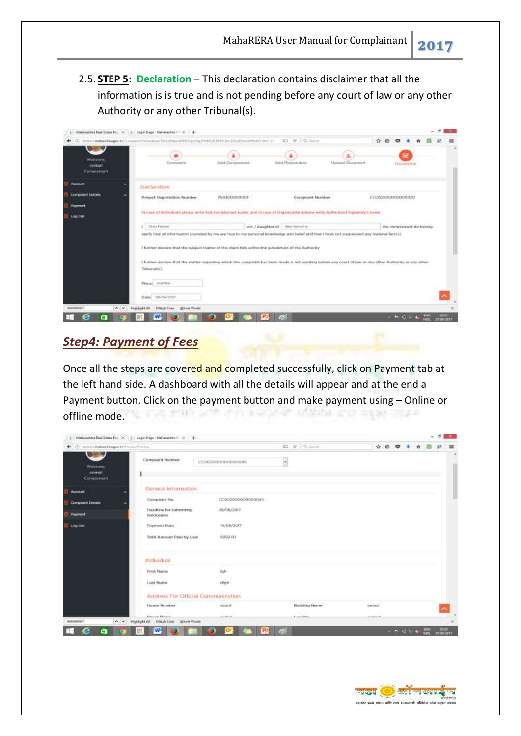2.5. **STEP 5**: **Declaration** – This declaration contains disclaimer that all the information is is true and is not pending before any court of law or any other Authority or any other Tribunal(s).

## *Step4: Payment of Fees*

Once all the steps are covered and completed successfully, click on Payment tab at the left hand side. A dashboard with all the details will appear and at the end a Payment button. Click on the payment button and make payment using – Online or offline mode.